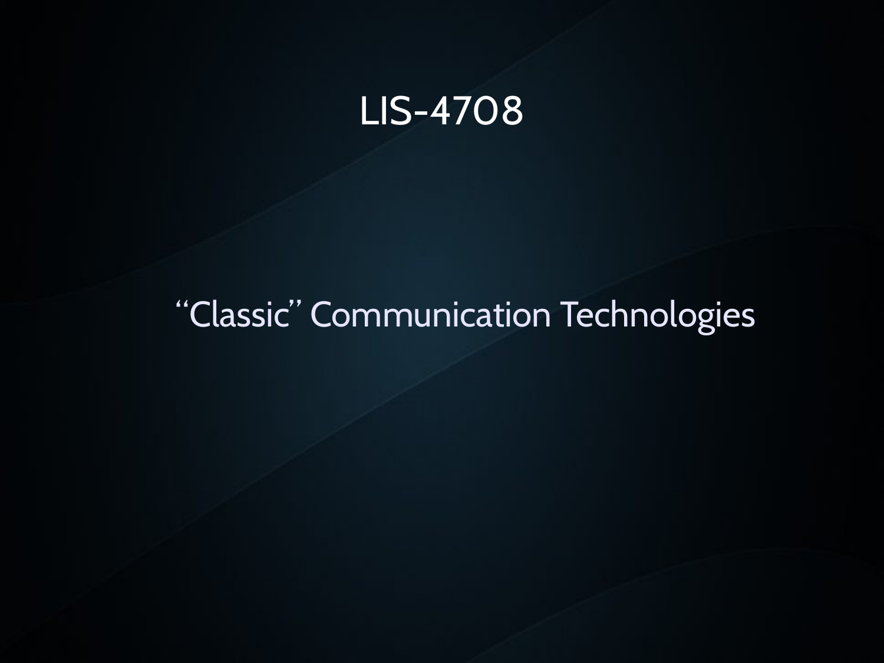# LIS-4708

## "Classic" Communication Technologies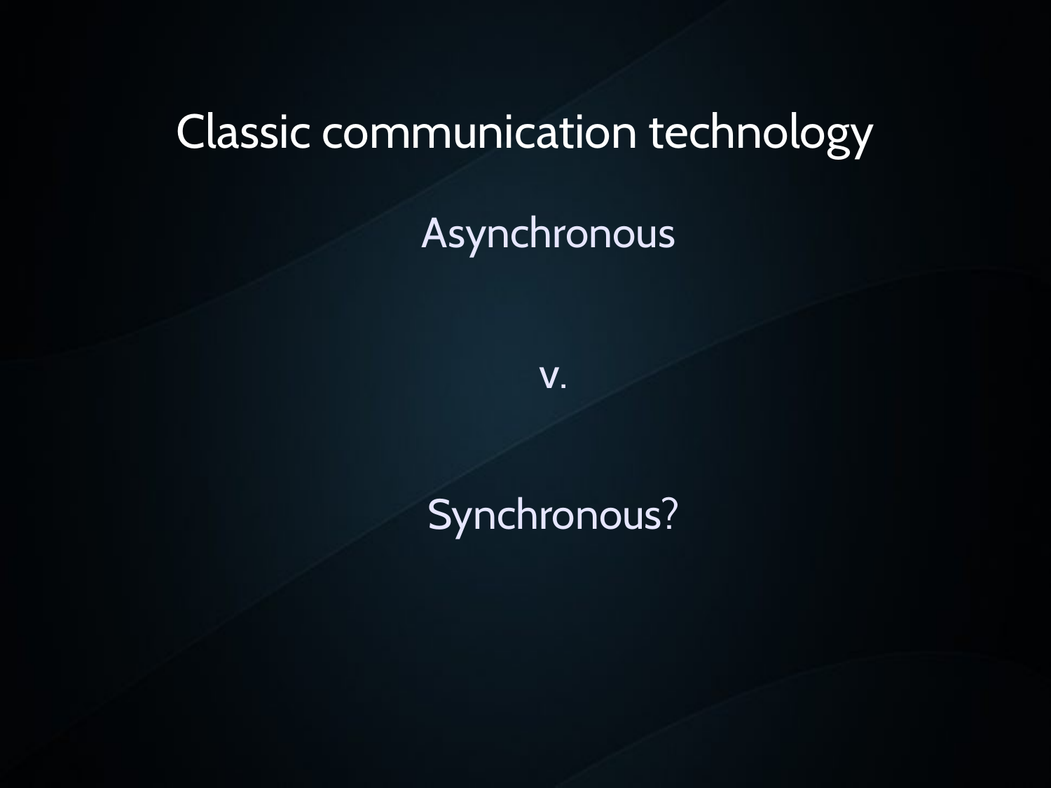# Classic communication technology

Asynchronous

v.

Synchronous?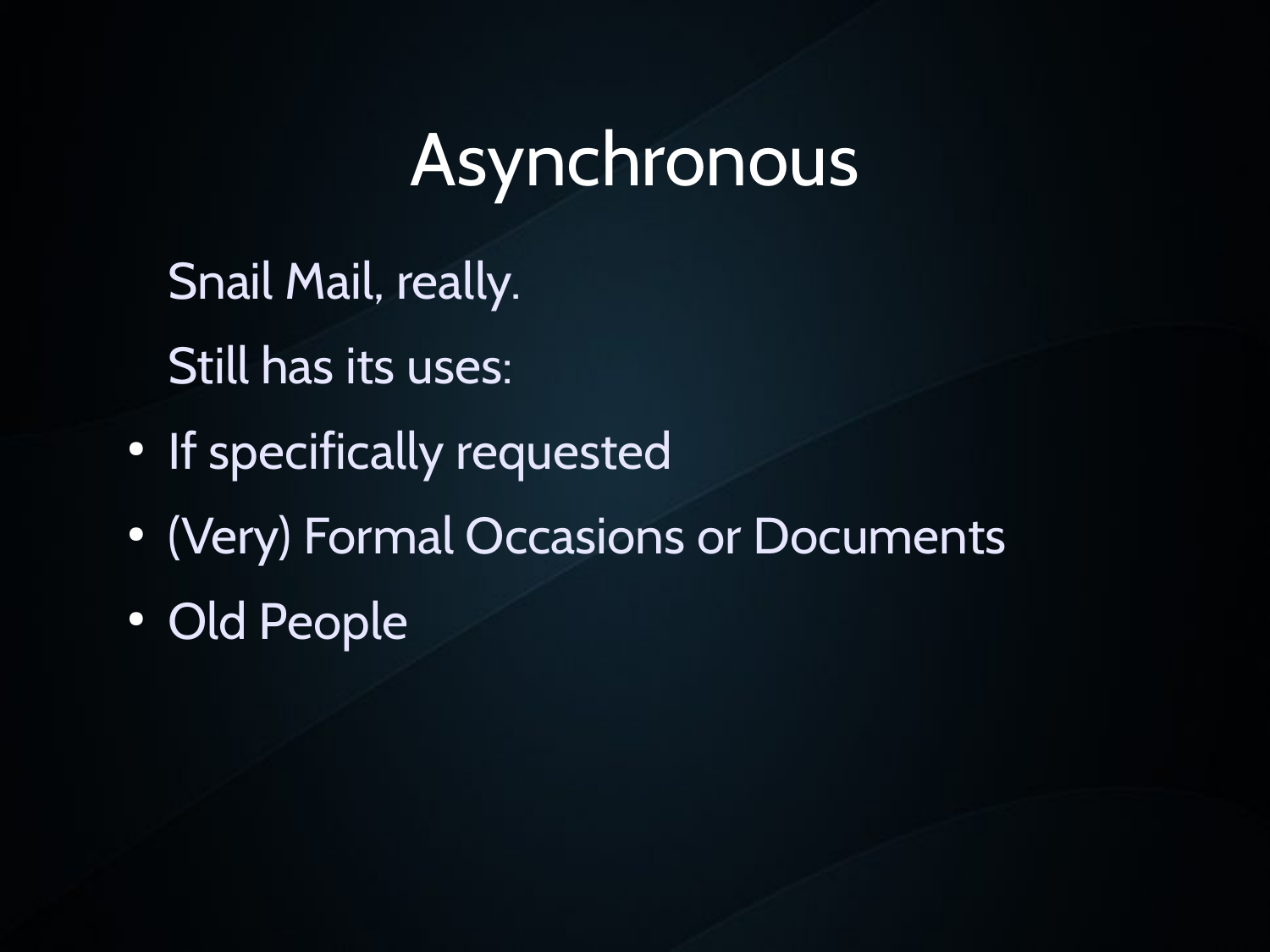# Asynchronous

Snail Mail, really.

Still has its uses:

- If specifically requested
- (Very) Formal Occasions or Documents
- Old People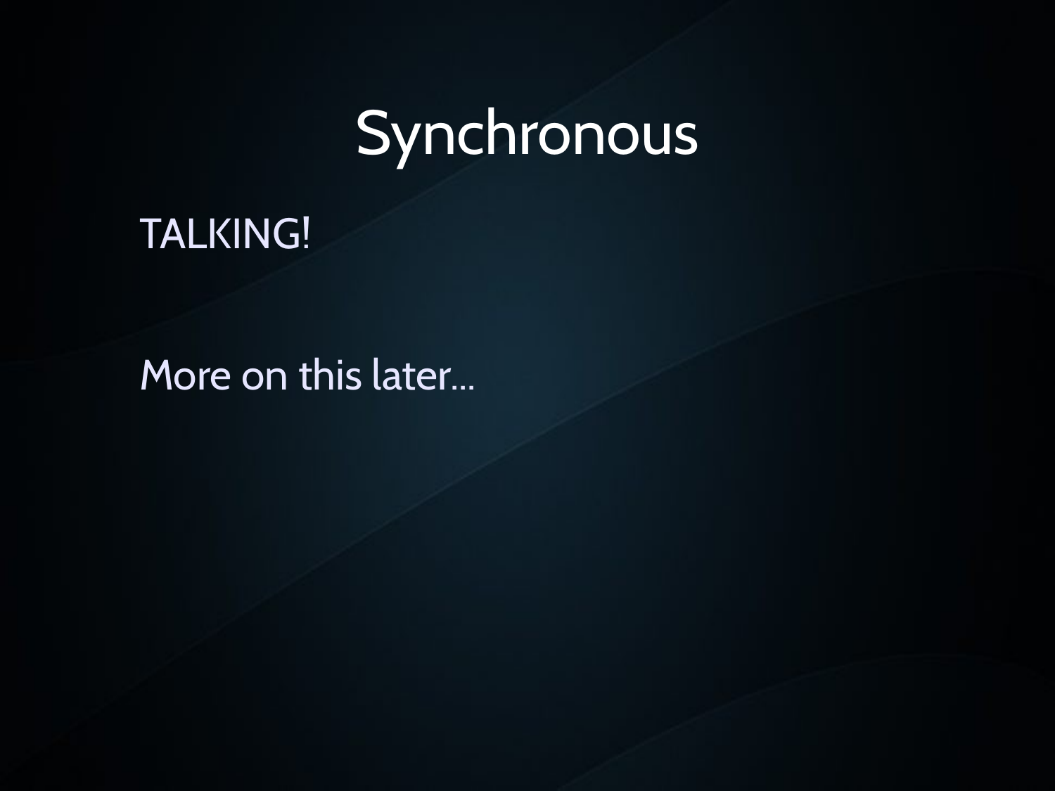# Synchronous

TALKING!

More on this later...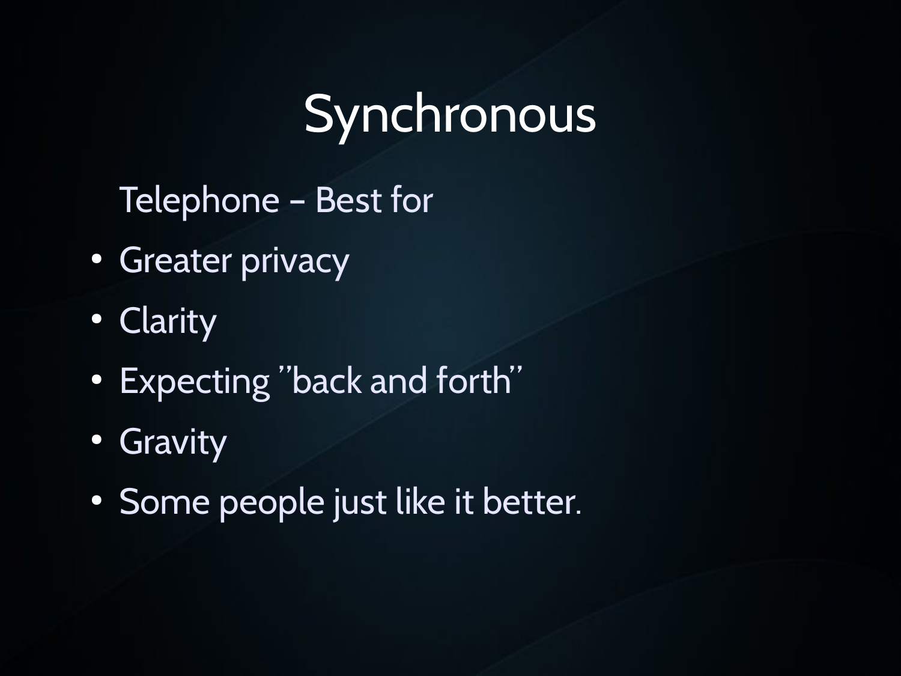# Synchronous

Telephone – Best for

- Greater privacy
- Clarity
- Expecting ”back and forth”
- Gravity
- Some people just like it better.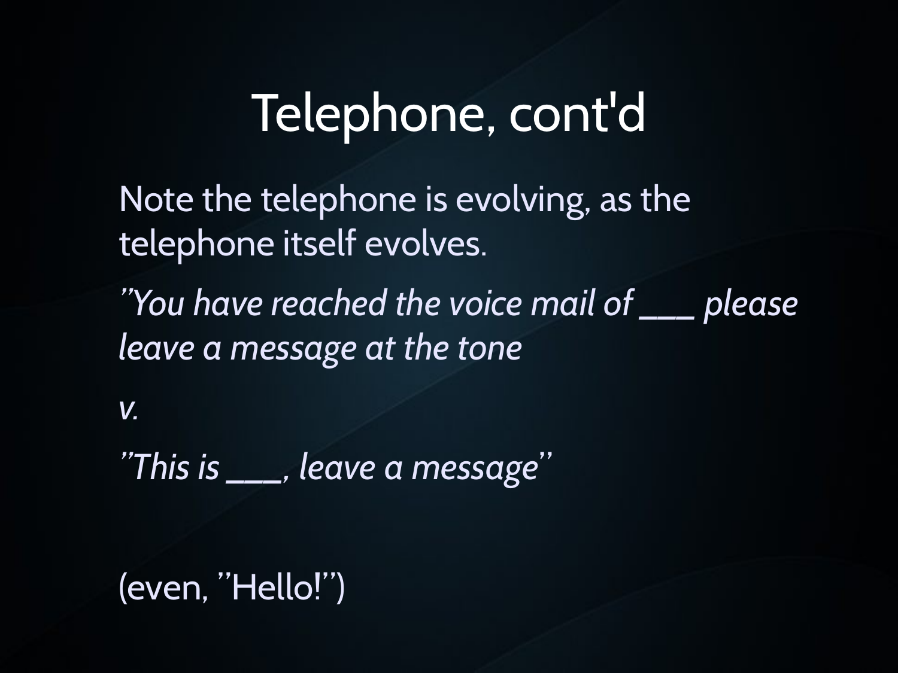# Telephone, cont'd

Note the telephone is evolving, as the telephone itself evolves.

*"You have reached the voice mail of ___ please leave a message at the tone*

*v.*

*"This is ___, leave a message"*

(even, "Hello!")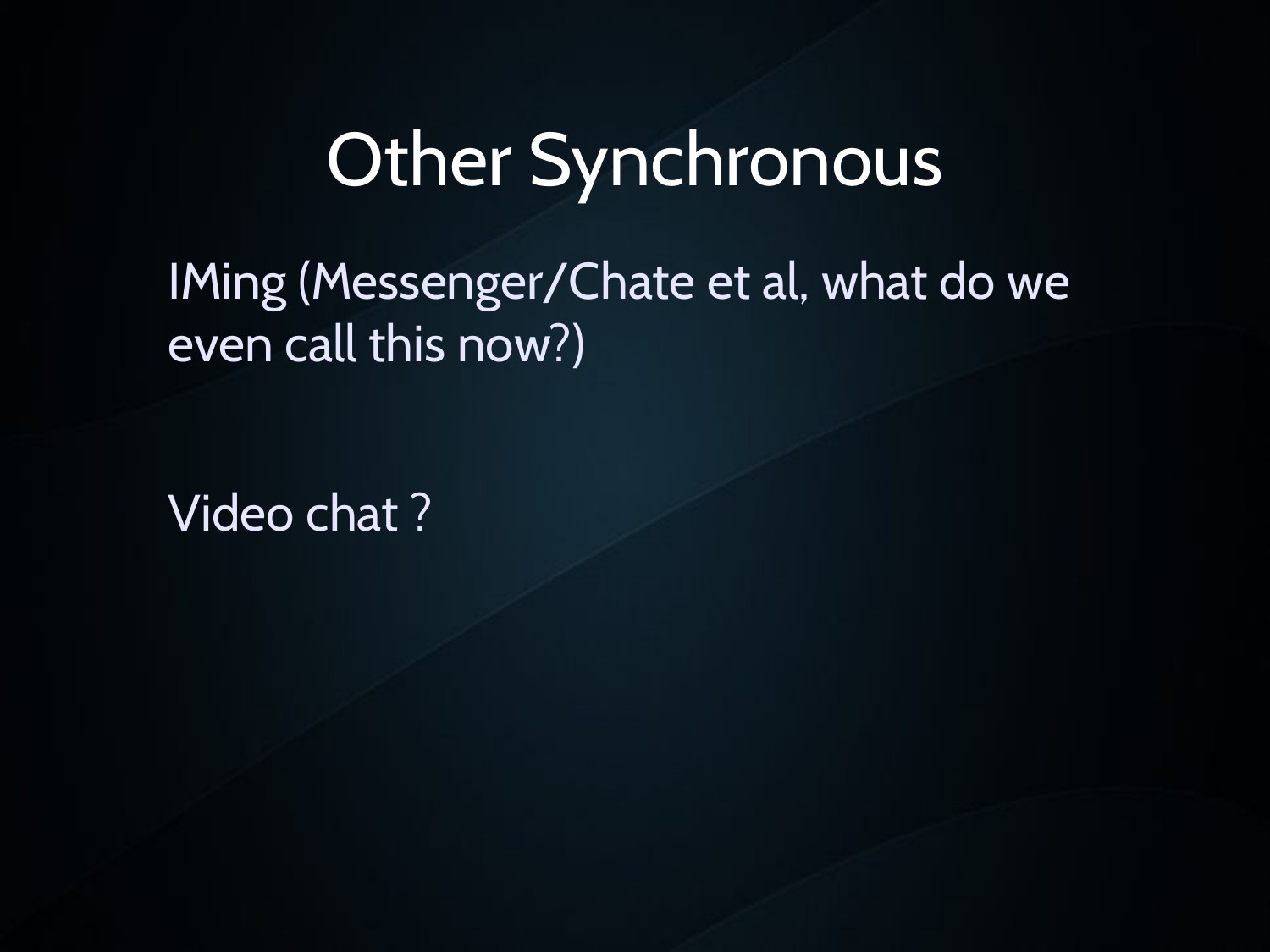# Other Synchronous

IMing (Messenger/Chate et al, what do we even call this now?)

Video chat ?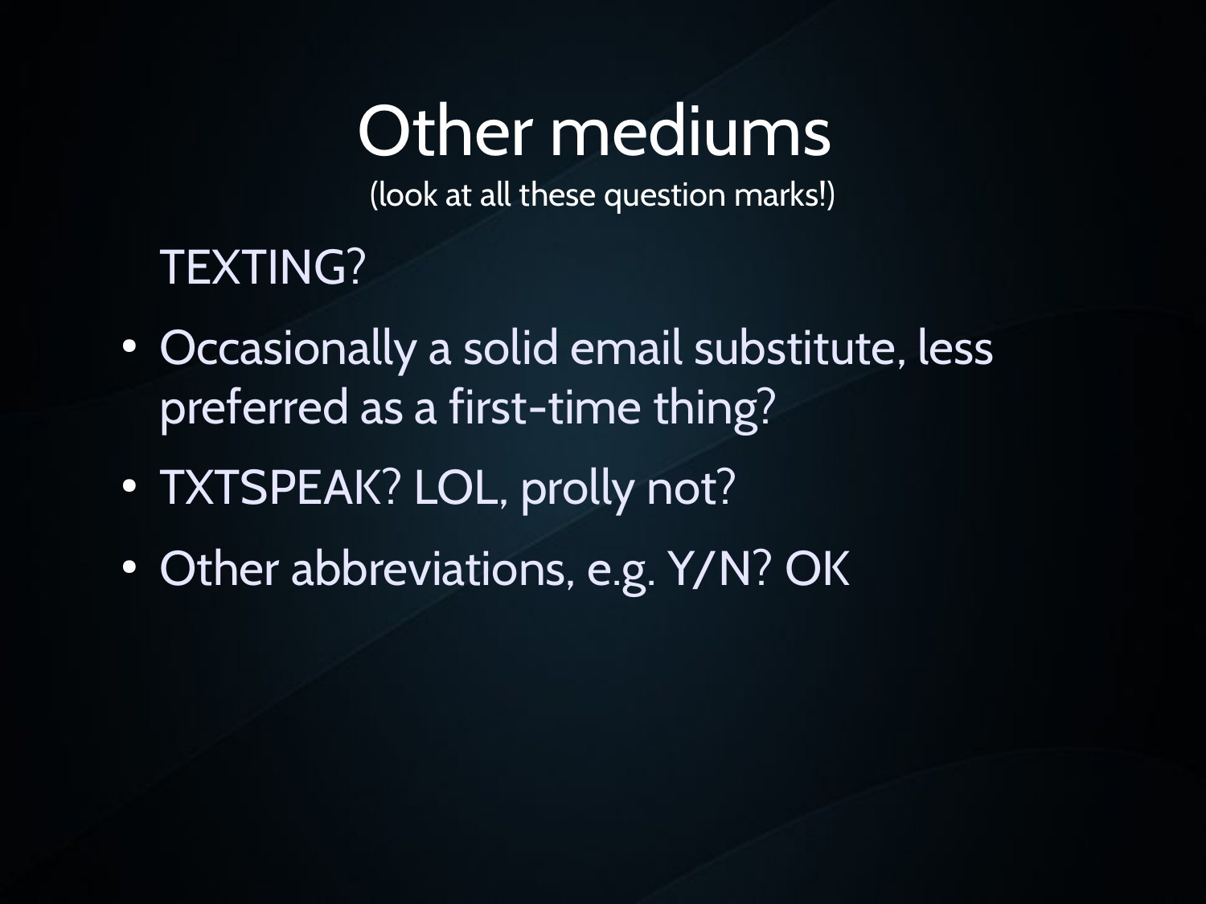# Other mediums

(look at all these question marks!)

TEXTING?

- Occasionally a solid email substitute, less preferred as a first-time thing?
- TXTSPEAK? LOL, prolly not?
- Other abbreviations, e.g. Y/N? OK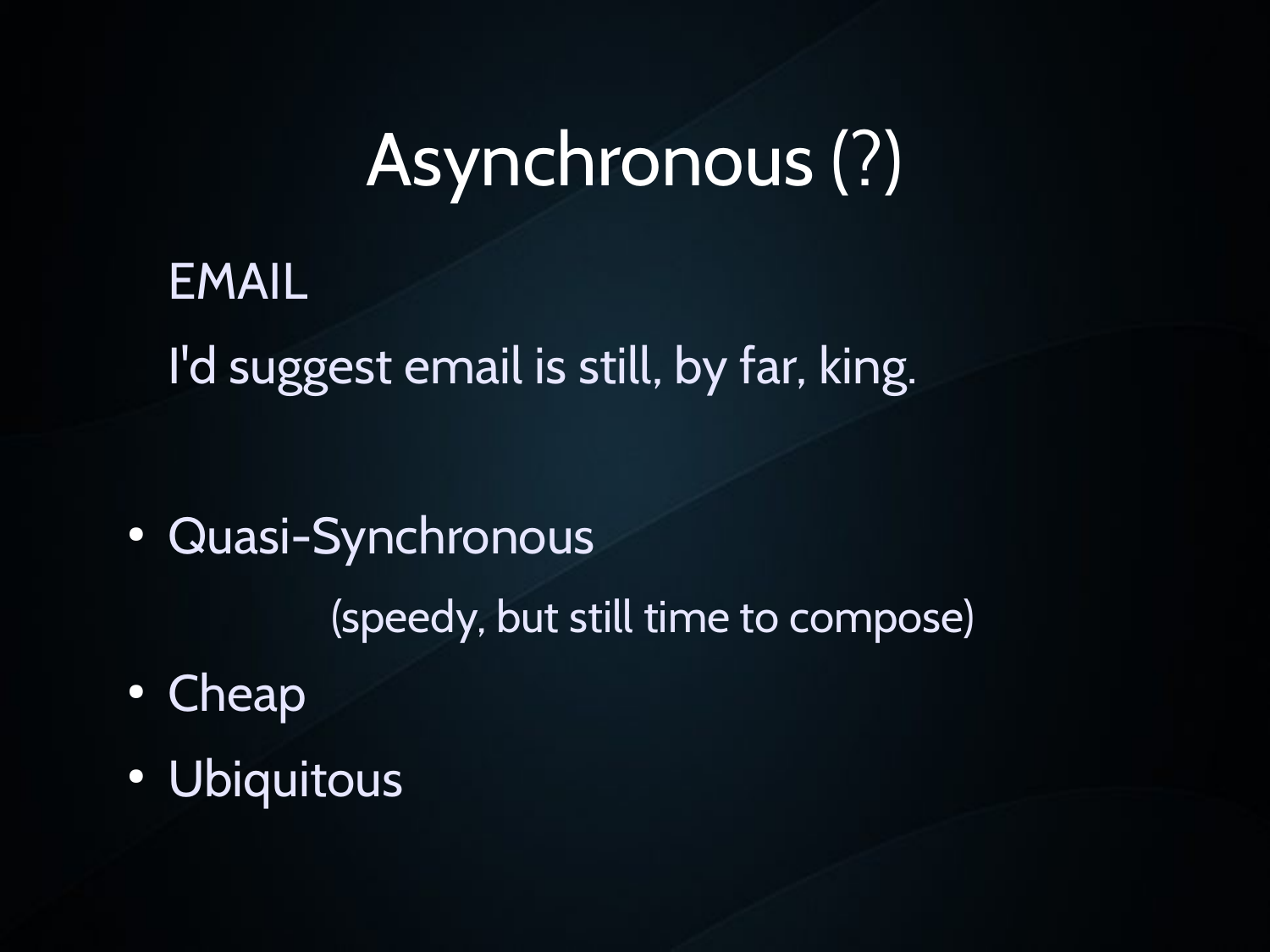# Asynchronous (?)

EMAIL

I'd suggest email is still, by far, king.

- Quasi-Synchronous

  (speedy, but still time to compose)

- Cheap
- Ubiquitous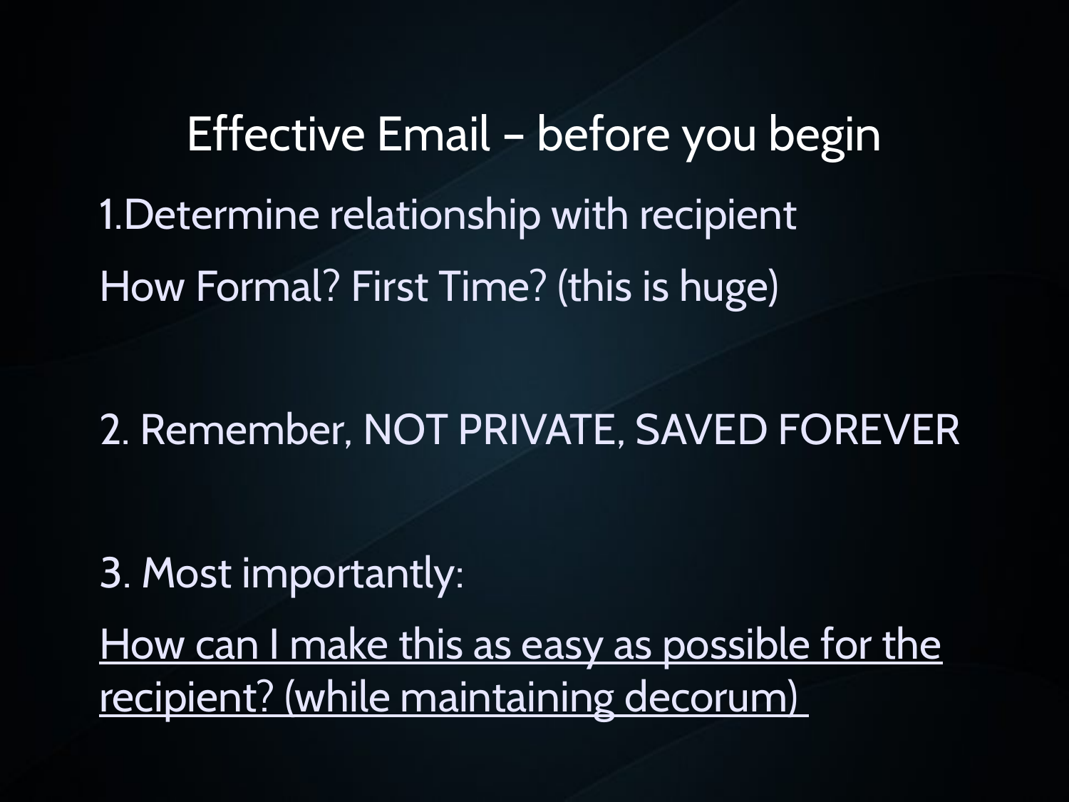# Effective Email – before you begin

1.Determine relationship with recipient

How Formal? First Time? (this is huge)

2. Remember, NOT PRIVATE, SAVED FOREVER

3. Most importantly:

<u>How can I make this as easy as possible for the recipient? (while maintaining decorum)</u>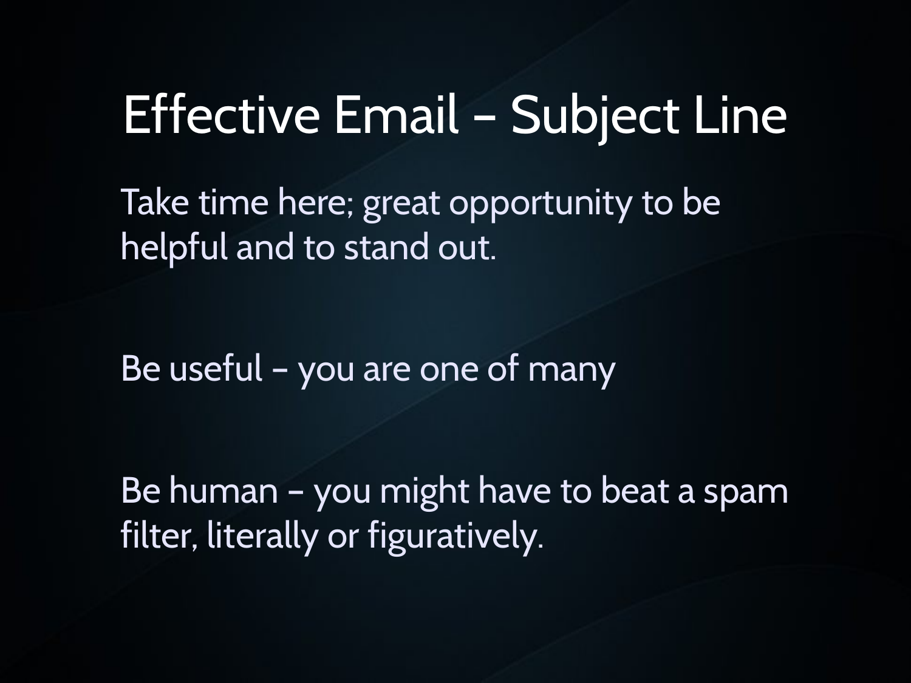# Effective Email – Subject Line

Take time here; great opportunity to be helpful and to stand out.

Be useful – you are one of many

Be human – you might have to beat a spam filter, literally or figuratively.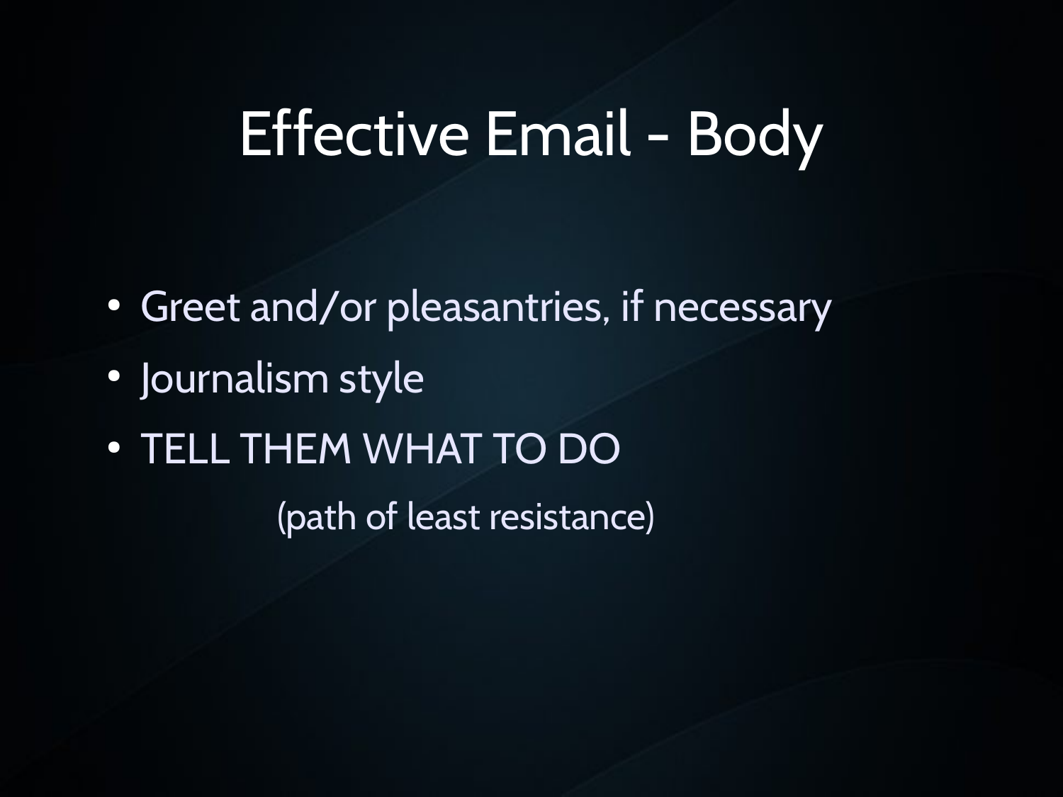# Effective Email - Body

- Greet and/or pleasantries, if necessary
- Journalism style
- TELL THEM WHAT TO DO

  (path of least resistance)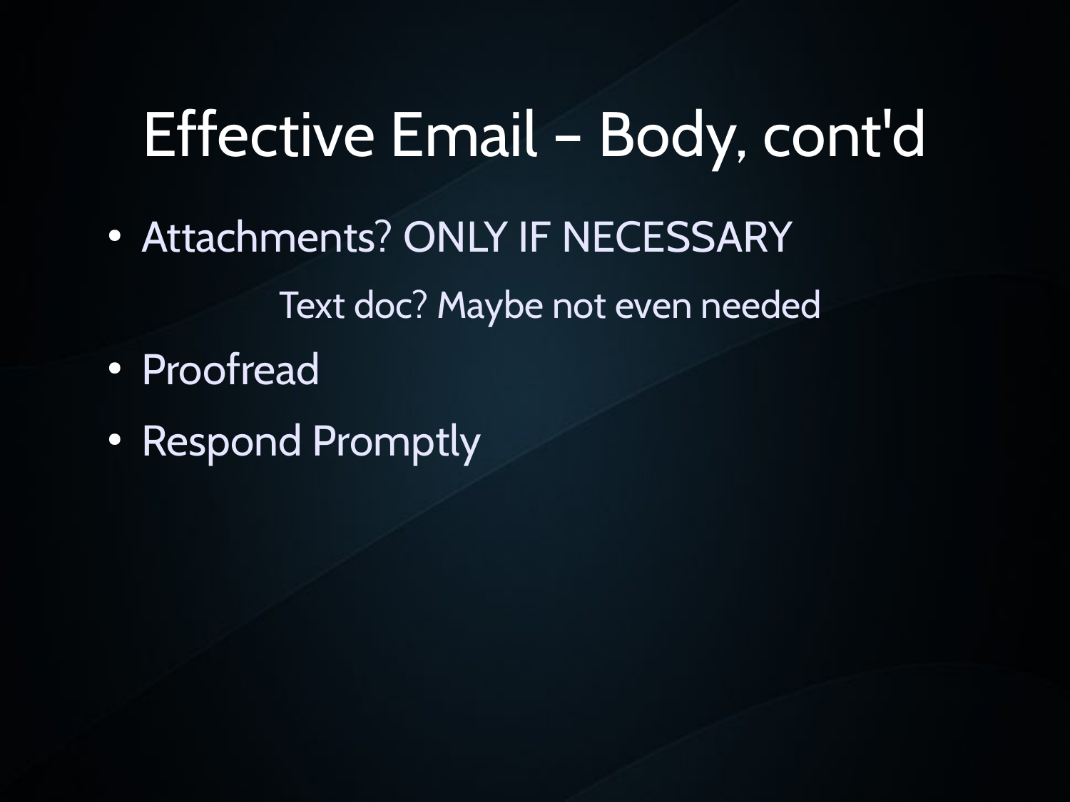# Effective Email – Body, cont'd

- Attachments? ONLY IF NECESSARY

  Text doc? Maybe not even needed

- Proofread
- Respond Promptly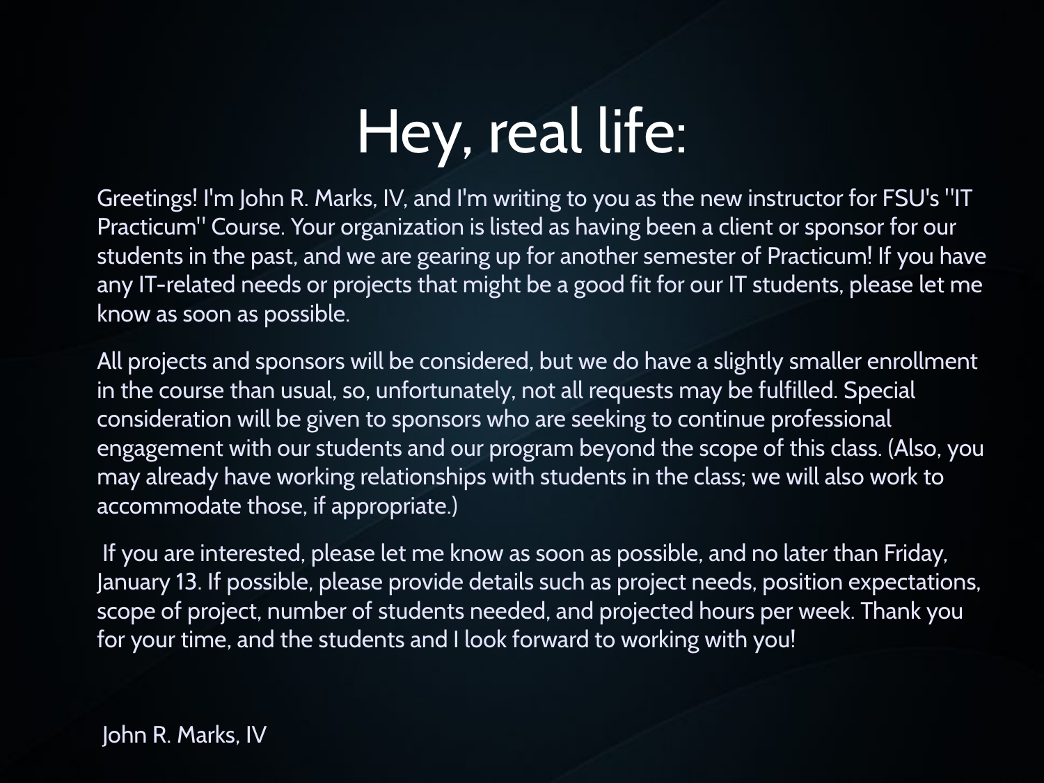# Hey, real life:

Greetings! I'm John R. Marks, IV, and I'm writing to you as the new instructor for FSU's "IT Practicum" Course. Your organization is listed as having been a client or sponsor for our students in the past, and we are gearing up for another semester of Practicum! If you have any IT-related needs or projects that might be a good fit for our IT students, please let me know as soon as possible.

All projects and sponsors will be considered, but we do have a slightly smaller enrollment in the course than usual, so, unfortunately, not all requests may be fulfilled. Special consideration will be given to sponsors who are seeking to continue professional engagement with our students and our program beyond the scope of this class. (Also, you may already have working relationships with students in the class; we will also work to accommodate those, if appropriate.)

If you are interested, please let me know as soon as possible, and no later than Friday, January 13. If possible, please provide details such as project needs, position expectations, scope of project, number of students needed, and projected hours per week. Thank you for your time, and the students and I look forward to working with you!

John R. Marks, IV